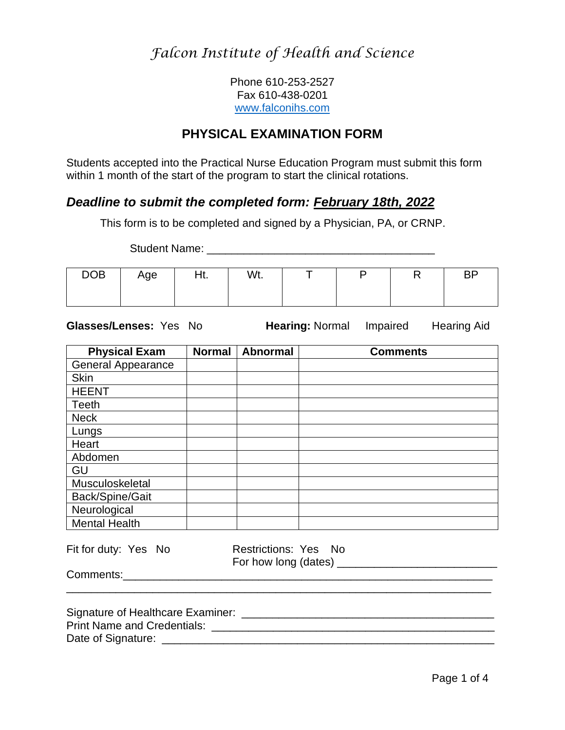# *Falcon Institute of Health and Science*

Phone 610-253-2527
Fax 610-438-0201
www.falconihs.com

## PHYSICAL EXAMINATION FORM

Students accepted into the Practical Nurse Education Program must submit this form within 1 month of the start of the program to start the clinical rotations.

### *Deadline to submit the completed form: February 18th, 2022*

This form is to be completed and signed by a Physician, PA, or CRNP.

Student Name: ____________________________________

| DOB | Age | Ht. | Wt. | T | P | R | BP |
|---|---|---|---|---|---|---|---|
| | | | | | | | |

**Glasses/Lenses:** Yes No **Hearing:** Normal Impaired Hearing Aid

| Physical Exam | Normal | Abnormal | Comments |
|---|---|---|---|
| General Appearance | | | |
| Skin | | | |
| HEENT | | | |
| Teeth | | | |
| Neck | | | |
| Lungs | | | |
| Heart | | | |
| Abdomen | | | |
| GU | | | |
| Musculoskeletal | | | |
| Back/Spine/Gait | | | |
| Neurological | | | |
| Mental Health | | | |

Fit for duty: Yes No

Restrictions: Yes No
For how long (dates) _________________________

Comments:___________________________________________________________
_____________________________________________________________________

Signature of Healthcare Examiner: ________________________________________
Print Name and Credentials: _____________________________________________
Date of Signature: ______________________________________________________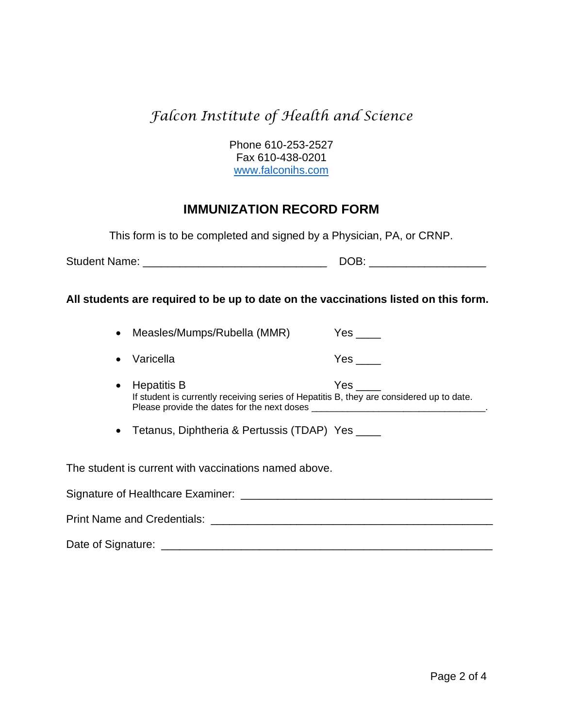*Falcon Institute of Health and Science*

Phone 610-253-2527
Fax 610-438-0201
[www.falconihs.com](http://www.falconihs.com)

## IMMUNIZATION RECORD FORM

This form is to be completed and signed by a Physician, PA, or CRNP.

Student Name: ______________________________ DOB: ___________________

**All students are required to be up to date on the vaccinations listed on this form.**

- Measles/Mumps/Rubella (MMR) Yes ____
- Varicella Yes ____
- Hepatitis B Yes ____
  If student is currently receiving series of Hepatitis B, they are considered up to date.
  Please provide the dates for the next doses _________________________________.
- Tetanus, Diphtheria & Pertussis (TDAP) Yes ____

The student is current with vaccinations named above.

Signature of Healthcare Examiner: _________________________________________

Print Name and Credentials: ______________________________________________

Date of Signature: ______________________________________________________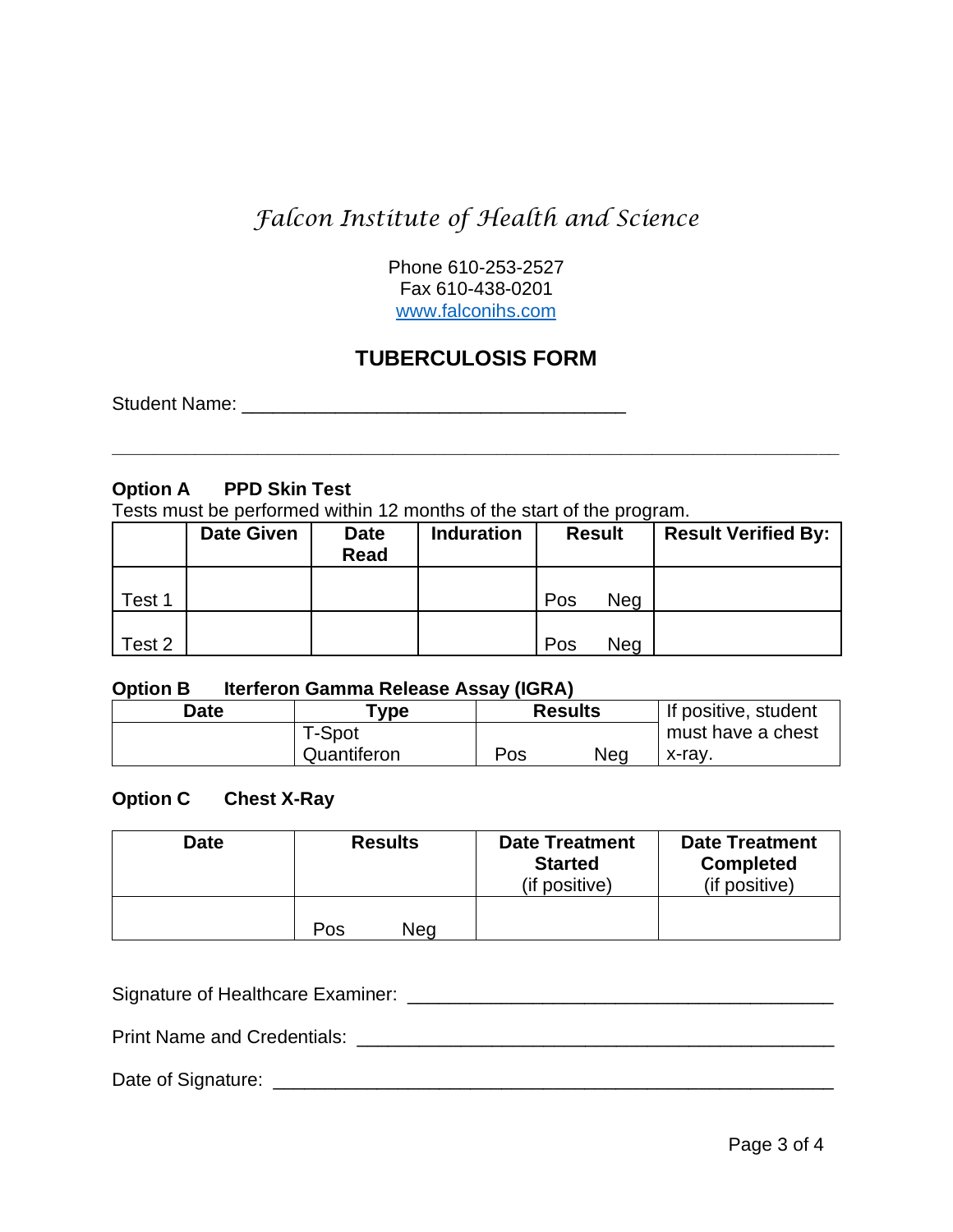# *Falcon Institute of Health and Science*

Phone 610-253-2527
Fax 610-438-0201
www.falconihs.com

## TUBERCULOSIS FORM

Student Name: ____________________________________

---

**Option A PPD Skin Test**

Tests must be performed within 12 months of the start of the program.

| | Date Given | Date Read | Induration | Result | Result Verified By: |
|---|---|---|---|---|---|
| Test 1 | | | | Pos Neg | |
| Test 2 | | | | Pos Neg | |

**Option B Iterferon Gamma Release Assay (IGRA)**

| Date | Type | Results | If positive, student must have a chest x-ray. |
|---|---|---|---|
| | T-Spot<br>Quantiferon | Pos Neg | |

**Option C Chest X-Ray**

| Date | Results | Date Treatment Started (if positive) | Date Treatment Completed (if positive) |
|---|---|---|---|
| | Pos Neg | | |

Signature of Healthcare Examiner: ________________________________________

Print Name and Credentials: ______________________________________________

Date of Signature: _____________________________________________________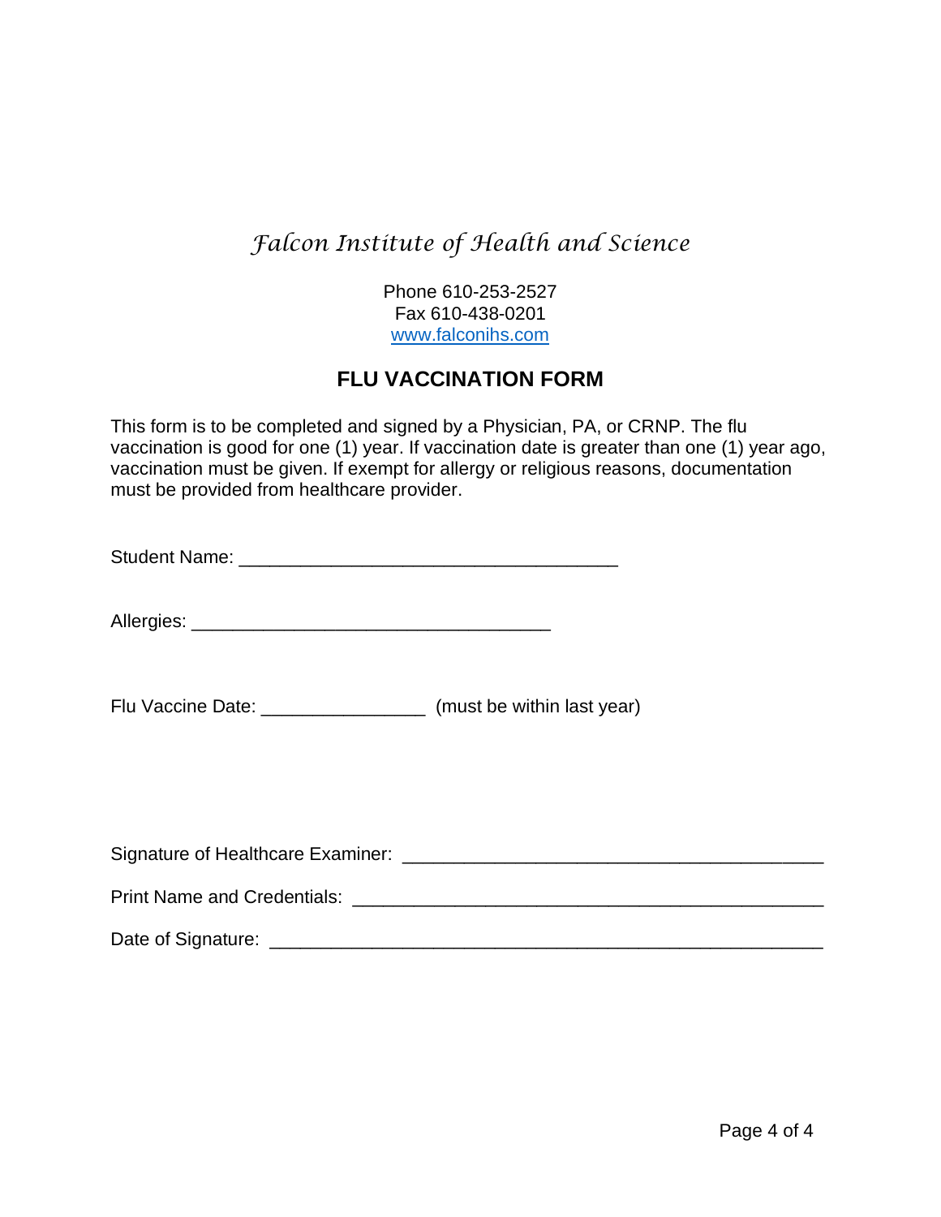*Falcon Institute of Health and Science*

Phone 610-253-2527
Fax 610-438-0201
www.falconihs.com

## FLU VACCINATION FORM

This form is to be completed and signed by a Physician, PA, or CRNP. The flu vaccination is good for one (1) year. If vaccination date is greater than one (1) year ago, vaccination must be given. If exempt for allergy or religious reasons, documentation must be provided from healthcare provider.

Student Name: ____________________________________

Allergies: __________________________________

Flu Vaccine Date: _______________ (must be within last year)

Signature of Healthcare Examiner: ________________________________________

Print Name and Credentials: ____________________________________________

Date of Signature: _____________________________________________________